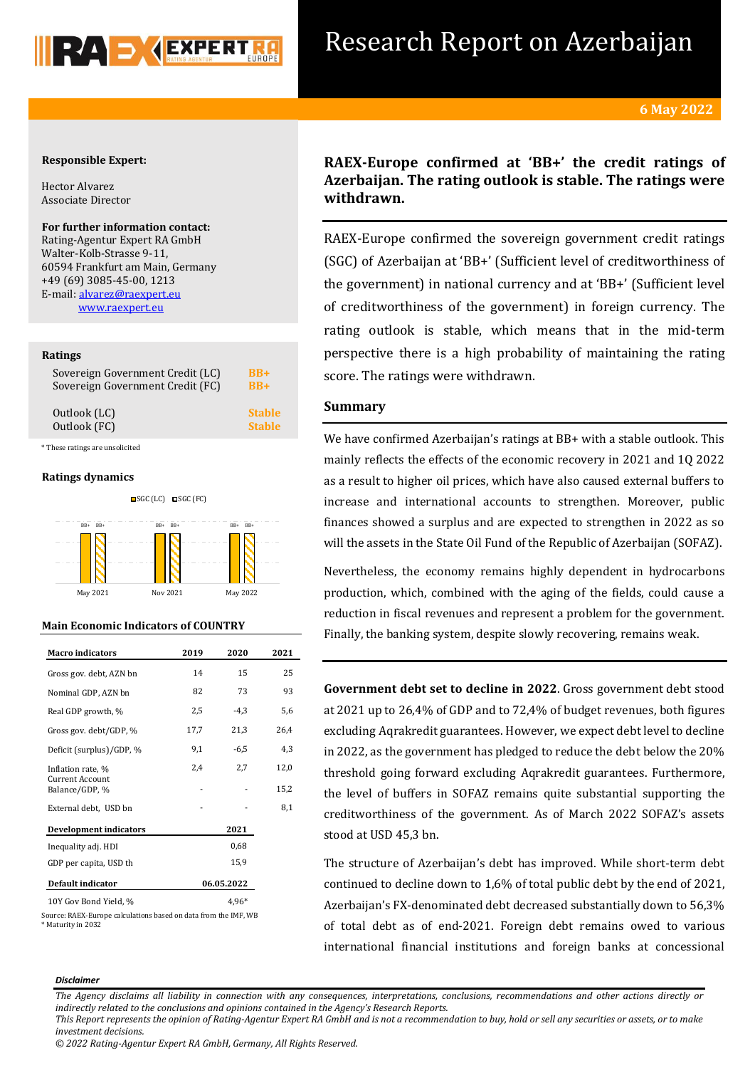# Research Report on Azerbaijan

**6 May 2022**

**Responsible Expert:**

Hector Alvarez
Associate Director

**For further information contact:**
Rating-Agentur Expert RA GmbH
Walter-Kolb-Strasse 9-11,
60594 Frankfurt am Main, Germany
+49 (69) 3085-45-00, 1213
E-mail: alvarez@raexpert.eu
www.raexpert.eu

**Ratings**

| | |
|---|---|
| Sovereign Government Credit (LC) | BB+ |
| Sovereign Government Credit (FC) | BB+ |
| Outlook (LC) | Stable |
| Outlook (FC) | Stable |

\* These ratings are unsolicited

**Ratings dynamics**

SGC (LC) SGC (FC)

| | May 2021 | Nov 2021 | May 2022 |
|---|---|---|---|
| SGC (LC) | BB+ | BB+ | BB+ |
| SGC (FC) | BB+ | BB+ | BB+ |

**Main Economic Indicators of COUNTRY**

| Macro indicators | 2019 | 2020 | 2021 |
|---|---|---|---|
| Gross gov. debt, AZN bn | 14 | 15 | 25 |
| Nominal GDP, AZN bn | 82 | 73 | 93 |
| Real GDP growth, % | 2,5 | -4,3 | 5,6 |
| Gross gov. debt/GDP, % | 17,7 | 21,3 | 26,4 |
| Deficit (surplus)/GDP, % | 9,1 | -6,5 | 4,3 |
| Inflation rate, % | 2,4 | 2,7 | 12,0 |
| Current Account Balance/GDP, % | - | - | 15,2 |
| External debt, USD bn | - | - | 8,1 |
| **Development indicators** | | **2021** | |
| Inequality adj. HDI | | 0,68 | |
| GDP per capita, USD th | | 15,9 | |
| **Default indicator** | | **06.05.2022** | |
| 10Y Gov Bond Yield, % | | 4,96* | |

Source: RAEX-Europe calculations based on data from the IMF, WB
\* Maturity in 2032

## RAEX-Europe confirmed at 'BB+' the credit ratings of Azerbaijan. The rating outlook is stable. The ratings were withdrawn.

RAEX-Europe confirmed the sovereign government credit ratings (SGC) of Azerbaijan at 'BB+' (Sufficient level of creditworthiness of the government) in national currency and at 'BB+' (Sufficient level of creditworthiness of the government) in foreign currency. The rating outlook is stable, which means that in the mid-term perspective there is a high probability of maintaining the rating score. The ratings were withdrawn.

### Summary

We have confirmed Azerbaijan's ratings at BB+ with a stable outlook. This mainly reflects the effects of the economic recovery in 2021 and 1Q 2022 as a result to higher oil prices, which have also caused external buffers to increase and international accounts to strengthen. Moreover, public finances showed a surplus and are expected to strengthen in 2022 as so will the assets in the State Oil Fund of the Republic of Azerbaijan (SOFAZ).

Nevertheless, the economy remains highly dependent in hydrocarbons production, which, combined with the aging of the fields, could cause a reduction in fiscal revenues and represent a problem for the government. Finally, the banking system, despite slowly recovering, remains weak.

**Government debt set to decline in 2022**. Gross government debt stood at 2021 up to 26,4% of GDP and to 72,4% of budget revenues, both figures excluding Aqrakredit guarantees. However, we expect debt level to decline in 2022, as the government has pledged to reduce the debt below the 20% threshold going forward excluding Aqrakredit guarantees. Furthermore, the level of buffers in SOFAZ remains quite substantial supporting the creditworthiness of the government. As of March 2022 SOFAZ's assets stood at USD 45,3 bn.

The structure of Azerbaijan's debt has improved. While short-term debt continued to decline down to 1,6% of total public debt by the end of 2021, Azerbaijan's FX-denominated debt decreased substantially down to 56,3% of total debt as of end-2021. Foreign debt remains owed to various international financial institutions and foreign banks at concessional

***Disclaimer***

*The Agency disclaims all liability in connection with any consequences, interpretations, conclusions, recommendations and other actions directly or indirectly related to the conclusions and opinions contained in the Agency's Research Reports.*
*This Report represents the opinion of Rating-Agentur Expert RA GmbH and is not a recommendation to buy, hold or sell any securities or assets, or to make investment decisions.*
*© 2022 Rating-Agentur Expert RA GmbH, Germany, All Rights Reserved.*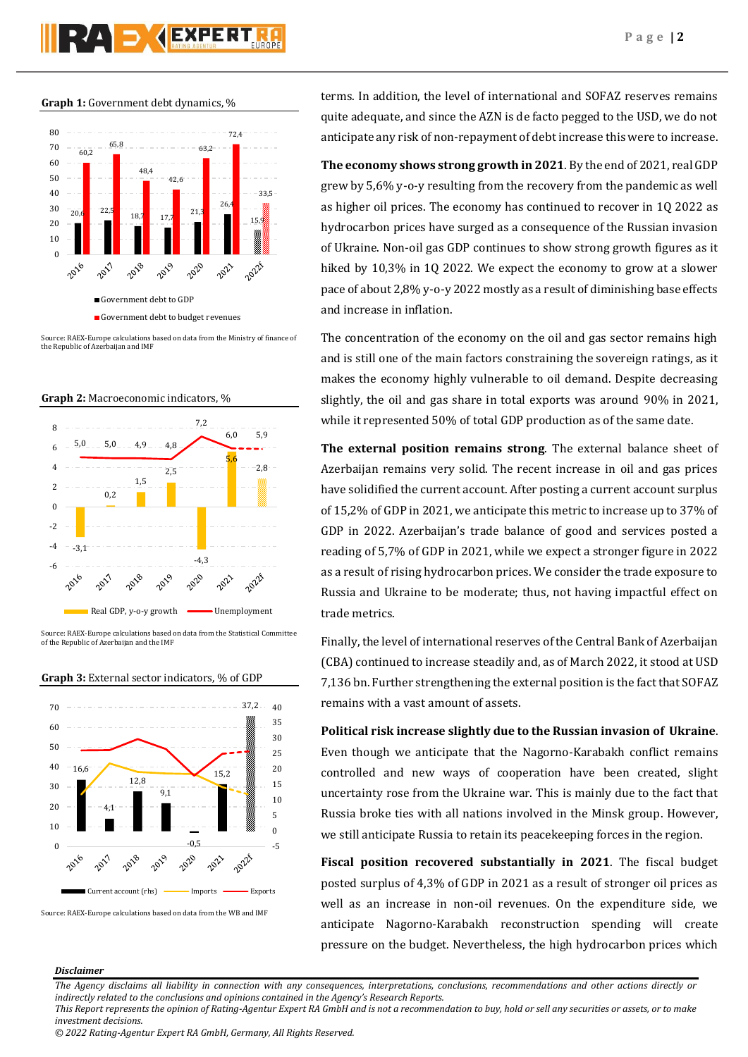**Graph 1:** Government debt dynamics, %

| | 2016 | 2017 | 2018 | 2019 | 2020 | 2021 | 2022f |
|---|---|---|---|---|---|---|---|
| Government debt to GDP | 20,6 | 22,5 | 18,7 | 17,7 | 21,3 | 26,4 | 15,9 |
| Government debt to budget revenues | 60,2 | 65,8 | 48,4 | 42,6 | 63,2 | 72,4 | 33,5 |

Source: RAEX-Europe calculations based on data from the Ministry of finance of the Republic of Azerbaijan and IMF

**Graph 2:** Macroeconomic indicators, %

| | 2016 | 2017 | 2018 | 2019 | 2020 | 2021 | 2022f |
|---|---|---|---|---|---|---|---|
| Real GDP, y-o-y growth | -3,1 | 0,2 | 1,5 | 2,5 | -4,3 | 5,6 | 2,8 |
| Unemployment | 5,0 | 5,0 | 4,9 | 4,8 | 7,2 | 6,0 | 5,9 |

Source: RAEX-Europe calculations based on data from the Statistical Committee of the Republic of Azerbaijan and the IMF

**Graph 3:** External sector indicators, % of GDP

| | 2016 | 2017 | 2018 | 2019 | 2020 | 2021 | 2022f |
|---|---|---|---|---|---|---|---|
| Current account (rhs) | 16,6 | 4,1 | 12,8 | 9,1 | -0,5 | 15,2 | 37,2 |

Source: RAEX-Europe calculations based on data from the WB and IMF

terms. In addition, the level of international and SOFAZ reserves remains quite adequate, and since the AZN is de facto pegged to the USD, we do not anticipate any risk of non-repayment of debt increase this were to increase.

**The economy shows strong growth in 2021**. By the end of 2021, real GDP grew by 5,6% y-o-y resulting from the recovery from the pandemic as well as higher oil prices. The economy has continued to recover in 1Q 2022 as hydrocarbon prices have surged as a consequence of the Russian invasion of Ukraine. Non-oil gas GDP continues to show strong growth figures as it hiked by 10,3% in 1Q 2022. We expect the economy to grow at a slower pace of about 2,8% y-o-y 2022 mostly as a result of diminishing base effects and increase in inflation.

The concentration of the economy on the oil and gas sector remains high and is still one of the main factors constraining the sovereign ratings, as it makes the economy highly vulnerable to oil demand. Despite decreasing slightly, the oil and gas share in total exports was around 90% in 2021, while it represented 50% of total GDP production as of the same date.

**The external position remains strong**. The external balance sheet of Azerbaijan remains very solid. The recent increase in oil and gas prices have solidified the current account. After posting a current account surplus of 15,2% of GDP in 2021, we anticipate this metric to increase up to 37% of GDP in 2022. Azerbaijan's trade balance of good and services posted a reading of 5,7% of GDP in 2021, while we expect a stronger figure in 2022 as a result of rising hydrocarbon prices. We consider the trade exposure to Russia and Ukraine to be moderate; thus, not having impactful effect on trade metrics.

Finally, the level of international reserves of the Central Bank of Azerbaijan (CBA) continued to increase steadily and, as of March 2022, it stood at USD 7,136 bn. Further strengthening the external position is the fact that SOFAZ remains with a vast amount of assets.

**Political risk increase slightly due to the Russian invasion of Ukraine**. Even though we anticipate that the Nagorno-Karabakh conflict remains controlled and new ways of cooperation have been created, slight uncertainty rose from the Ukraine war. This is mainly due to the fact that Russia broke ties with all nations involved in the Minsk group. However, we still anticipate Russia to retain its peacekeeping forces in the region.

**Fiscal position recovered substantially in 2021**. The fiscal budget posted surplus of 4,3% of GDP in 2021 as a result of stronger oil prices as well as an increase in non-oil revenues. On the expenditure side, we anticipate Nagorno-Karabakh reconstruction spending will create pressure on the budget. Nevertheless, the high hydrocarbon prices which

***Disclaimer***

*The Agency disclaims all liability in connection with any consequences, interpretations, conclusions, recommendations and other actions directly or indirectly related to the conclusions and opinions contained in the Agency's Research Reports.*
*This Report represents the opinion of Rating-Agentur Expert RA GmbH and is not a recommendation to buy, hold or sell any securities or assets, or to make investment decisions.*
*© 2022 Rating-Agentur Expert RA GmbH, Germany, All Rights Reserved.*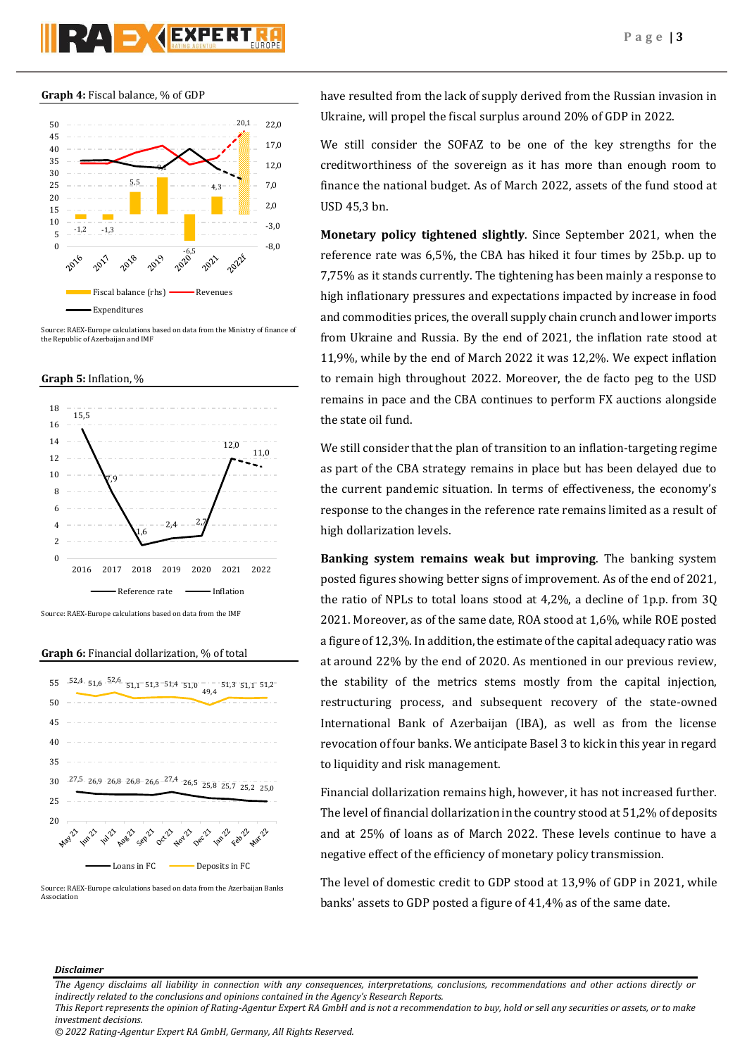**Graph 4:** Fiscal balance, % of GDP

Source: RAEX-Europe calculations based on data from the Ministry of finance of the Republic of Azerbaijan and IMF

**Graph 5:** Inflation, %

Source: RAEX-Europe calculations based on data from the IMF

**Graph 6:** Financial dollarization, % of total

Source: RAEX-Europe calculations based on data from the Azerbaijan Banks Association

have resulted from the lack of supply derived from the Russian invasion in Ukraine, will propel the fiscal surplus around 20% of GDP in 2022.

We still consider the SOFAZ to be one of the key strengths for the creditworthiness of the sovereign as it has more than enough room to finance the national budget. As of March 2022, assets of the fund stood at USD 45,3 bn.

**Monetary policy tightened slightly**. Since September 2021, when the reference rate was 6,5%, the CBA has hiked it four times by 25b.p. up to 7,75% as it stands currently. The tightening has been mainly a response to high inflationary pressures and expectations impacted by increase in food and commodities prices, the overall supply chain crunch and lower imports from Ukraine and Russia. By the end of 2021, the inflation rate stood at 11,9%, while by the end of March 2022 it was 12,2%. We expect inflation to remain high throughout 2022. Moreover, the de facto peg to the USD remains in pace and the CBA continues to perform FX auctions alongside the state oil fund.

We still consider that the plan of transition to an inflation-targeting regime as part of the CBA strategy remains in place but has been delayed due to the current pandemic situation. In terms of effectiveness, the economy's response to the changes in the reference rate remains limited as a result of high dollarization levels.

**Banking system remains weak but improving**. The banking system posted figures showing better signs of improvement. As of the end of 2021, the ratio of NPLs to total loans stood at 4,2%, a decline of 1p.p. from 3Q 2021. Moreover, as of the same date, ROA stood at 1,6%, while ROE posted a figure of 12,3%. In addition, the estimate of the capital adequacy ratio was at around 22% by the end of 2020. As mentioned in our previous review, the stability of the metrics stems mostly from the capital injection, restructuring process, and subsequent recovery of the state-owned International Bank of Azerbaijan (IBA), as well as from the license revocation of four banks. We anticipate Basel 3 to kick in this year in regard to liquidity and risk management.

Financial dollarization remains high, however, it has not increased further. The level of financial dollarization in the country stood at 51,2% of deposits and at 25% of loans as of March 2022. These levels continue to have a negative effect of the efficiency of monetary policy transmission.

The level of domestic credit to GDP stood at 13,9% of GDP in 2021, while banks' assets to GDP posted a figure of 41,4% as of the same date.

***Disclaimer***

*The Agency disclaims all liability in connection with any consequences, interpretations, conclusions, recommendations and other actions directly or indirectly related to the conclusions and opinions contained in the Agency's Research Reports.*
*This Report represents the opinion of Rating-Agentur Expert RA GmbH and is not a recommendation to buy, hold or sell any securities or assets, or to make investment decisions.*
*© 2022 Rating-Agentur Expert RA GmbH, Germany, All Rights Reserved.*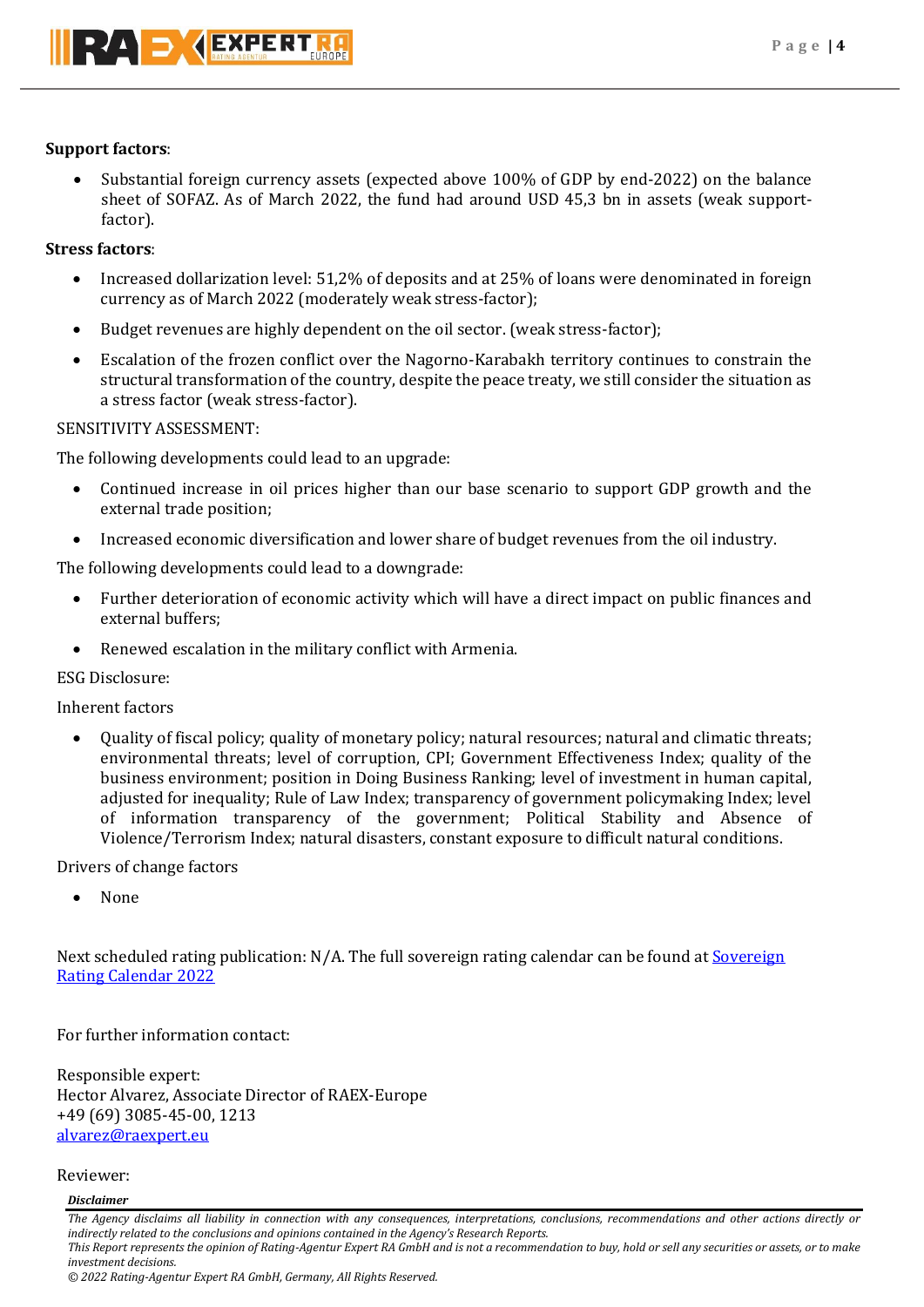**Support factors**:

- Substantial foreign currency assets (expected above 100% of GDP by end-2022) on the balance sheet of SOFAZ. As of March 2022, the fund had around USD 45,3 bn in assets (weak support-factor).

**Stress factors**:

- Increased dollarization level: 51,2% of deposits and at 25% of loans were denominated in foreign currency as of March 2022 (moderately weak stress-factor);
- Budget revenues are highly dependent on the oil sector. (weak stress-factor);
- Escalation of the frozen conflict over the Nagorno-Karabakh territory continues to constrain the structural transformation of the country, despite the peace treaty, we still consider the situation as a stress factor (weak stress-factor).

SENSITIVITY ASSESSMENT:

The following developments could lead to an upgrade:

- Continued increase in oil prices higher than our base scenario to support GDP growth and the external trade position;
- Increased economic diversification and lower share of budget revenues from the oil industry.

The following developments could lead to a downgrade:

- Further deterioration of economic activity which will have a direct impact on public finances and external buffers;
- Renewed escalation in the military conflict with Armenia.

ESG Disclosure:

Inherent factors

- Quality of fiscal policy; quality of monetary policy; natural resources; natural and climatic threats; environmental threats; level of corruption, CPI; Government Effectiveness Index; quality of the business environment; position in Doing Business Ranking; level of investment in human capital, adjusted for inequality; Rule of Law Index; transparency of government policymaking Index; level of information transparency of the government; Political Stability and Absence of Violence/Terrorism Index; natural disasters, constant exposure to difficult natural conditions.

Drivers of change factors

- None

Next scheduled rating publication: N/A. The full sovereign rating calendar can be found at [Sovereign Rating Calendar 2022]

For further information contact:

Responsible expert:
Hector Alvarez, Associate Director of RAEX-Europe
+49 (69) 3085-45-00, 1213
alvarez@raexpert.eu

Reviewer:

***Disclaimer***

*The Agency disclaims all liability in connection with any consequences, interpretations, conclusions, recommendations and other actions directly or indirectly related to the conclusions and opinions contained in the Agency's Research Reports.*
*This Report represents the opinion of Rating-Agentur Expert RA GmbH and is not a recommendation to buy, hold or sell any securities or assets, or to make investment decisions.*
*© 2022 Rating-Agentur Expert RA GmbH, Germany, All Rights Reserved.*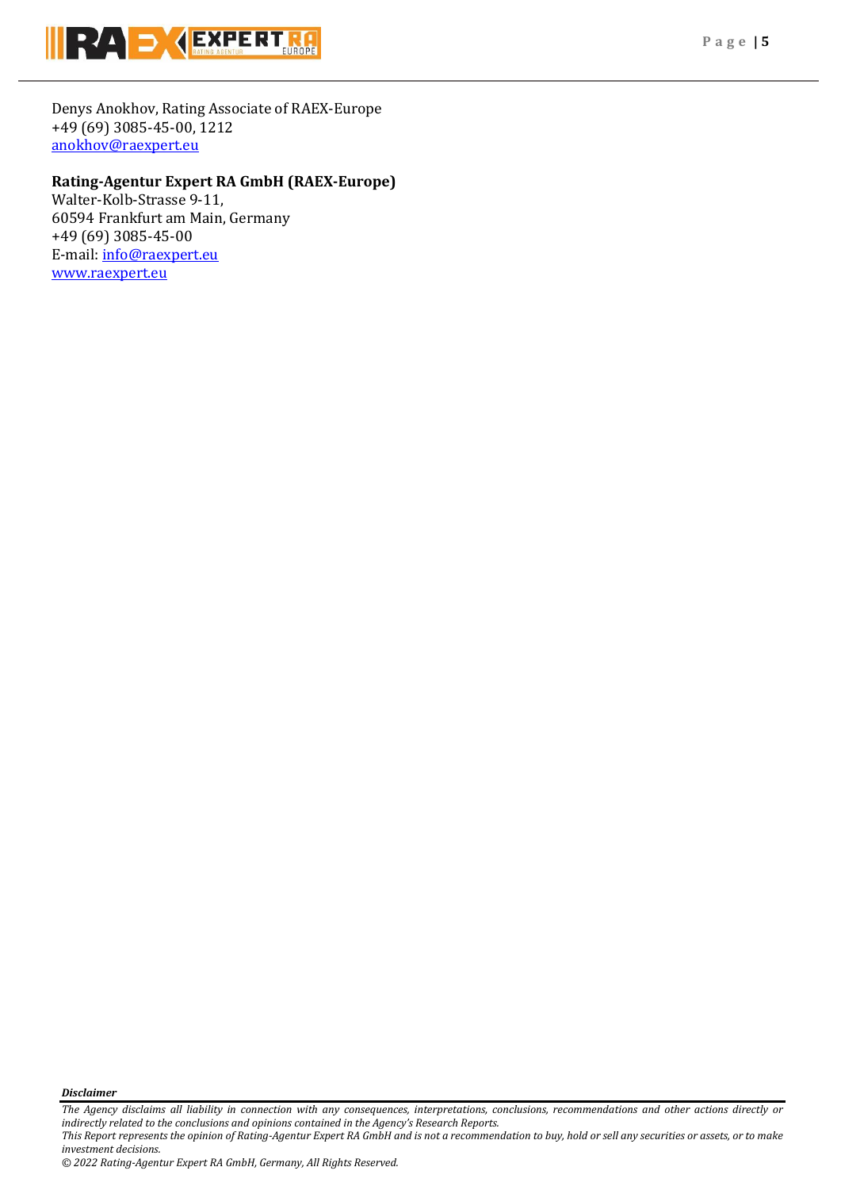Denys Anokhov, Rating Associate of RAEX-Europe
+49 (69) 3085-45-00, 1212
anokhov@raexpert.eu

**Rating-Agentur Expert RA GmbH (RAEX-Europe)**
Walter-Kolb-Strasse 9-11,
60594 Frankfurt am Main, Germany
+49 (69) 3085-45-00
E-mail: info@raexpert.eu
www.raexpert.eu

***Disclaimer***

*The Agency disclaims all liability in connection with any consequences, interpretations, conclusions, recommendations and other actions directly or indirectly related to the conclusions and opinions contained in the Agency's Research Reports.*
*This Report represents the opinion of Rating-Agentur Expert RA GmbH and is not a recommendation to buy, hold or sell any securities or assets, or to make investment decisions.*
*© 2022 Rating-Agentur Expert RA GmbH, Germany, All Rights Reserved.*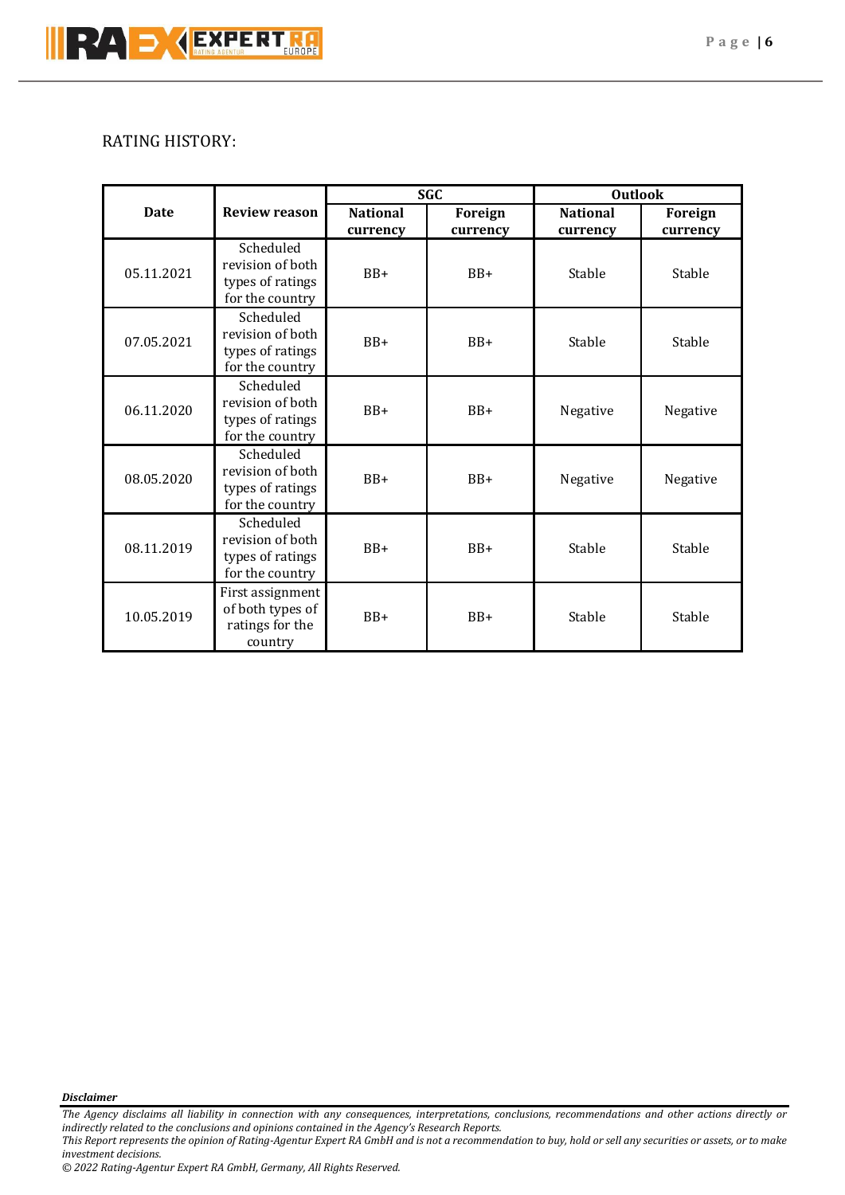RATING HISTORY:

| Date | Review reason | SGC | | Outlook | |
|---|---|---|---|---|---|
| | | National currency | Foreign currency | National currency | Foreign currency |
| 05.11.2021 | Scheduled revision of both types of ratings for the country | BB+ | BB+ | Stable | Stable |
| 07.05.2021 | Scheduled revision of both types of ratings for the country | BB+ | BB+ | Stable | Stable |
| 06.11.2020 | Scheduled revision of both types of ratings for the country | BB+ | BB+ | Negative | Negative |
| 08.05.2020 | Scheduled revision of both types of ratings for the country | BB+ | BB+ | Negative | Negative |
| 08.11.2019 | Scheduled revision of both types of ratings for the country | BB+ | BB+ | Stable | Stable |
| 10.05.2019 | First assignment of both types of ratings for the country | BB+ | BB+ | Stable | Stable |

***Disclaimer***

*The Agency disclaims all liability in connection with any consequences, interpretations, conclusions, recommendations and other actions directly or indirectly related to the conclusions and opinions contained in the Agency's Research Reports.*

*This Report represents the opinion of Rating-Agentur Expert RA GmbH and is not a recommendation to buy, hold or sell any securities or assets, or to make investment decisions.*

*© 2022 Rating-Agentur Expert RA GmbH, Germany, All Rights Reserved.*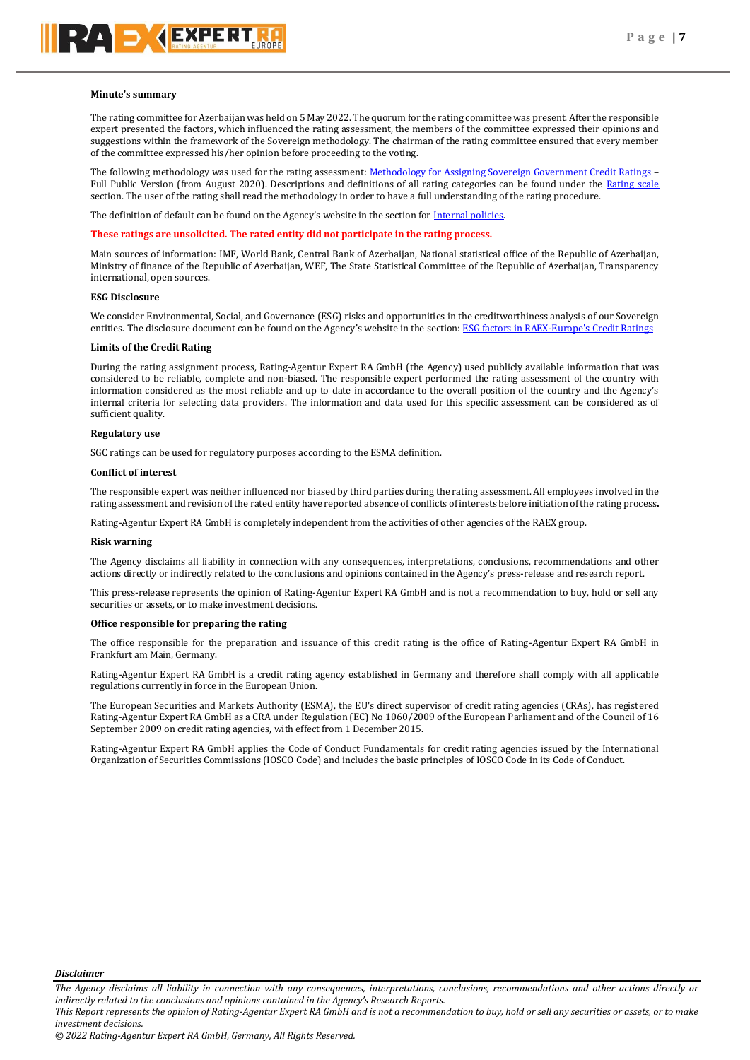**Minute's summary**

The rating committee for Azerbaijan was held on 5 May 2022. The quorum for the rating committee was present. After the responsible expert presented the factors, which influenced the rating assessment, the members of the committee expressed their opinions and suggestions within the framework of the Sovereign methodology. The chairman of the rating committee ensured that every member of the committee expressed his/her opinion before proceeding to the voting.

The following methodology was used for the rating assessment: Methodology for Assigning Sovereign Government Credit Ratings – Full Public Version (from August 2020). Descriptions and definitions of all rating categories can be found under the Rating scale section. The user of the rating shall read the methodology in order to have a full understanding of the rating procedure.

The definition of default can be found on the Agency's website in the section for Internal policies.

**These ratings are unsolicited. The rated entity did not participate in the rating process.**

Main sources of information: IMF, World Bank, Central Bank of Azerbaijan, National statistical office of the Republic of Azerbaijan, Ministry of finance of the Republic of Azerbaijan, WEF, The State Statistical Committee of the Republic of Azerbaijan, Transparency international, open sources.

**ESG Disclosure**

We consider Environmental, Social, and Governance (ESG) risks and opportunities in the creditworthiness analysis of our Sovereign entities. The disclosure document can be found on the Agency's website in the section: ESG factors in RAEX-Europe's Credit Ratings

**Limits of the Credit Rating**

During the rating assignment process, Rating-Agentur Expert RA GmbH (the Agency) used publicly available information that was considered to be reliable, complete and non-biased. The responsible expert performed the rating assessment of the country with information considered as the most reliable and up to date in accordance to the overall position of the country and the Agency's internal criteria for selecting data providers. The information and data used for this specific assessment can be considered as of sufficient quality.

**Regulatory use**

SGC ratings can be used for regulatory purposes according to the ESMA definition.

**Conflict of interest**

The responsible expert was neither influenced nor biased by third parties during the rating assessment. All employees involved in the rating assessment and revision of the rated entity have reported absence of conflicts of interests before initiation of the rating process**.**

Rating-Agentur Expert RA GmbH is completely independent from the activities of other agencies of the RAEX group.

**Risk warning**

The Agency disclaims all liability in connection with any consequences, interpretations, conclusions, recommendations and other actions directly or indirectly related to the conclusions and opinions contained in the Agency's press-release and research report.

This press-release represents the opinion of Rating-Agentur Expert RA GmbH and is not a recommendation to buy, hold or sell any securities or assets, or to make investment decisions.

**Office responsible for preparing the rating**

The office responsible for the preparation and issuance of this credit rating is the office of Rating-Agentur Expert RA GmbH in Frankfurt am Main, Germany.

Rating-Agentur Expert RA GmbH is a credit rating agency established in Germany and therefore shall comply with all applicable regulations currently in force in the European Union.

The European Securities and Markets Authority (ESMA), the EU's direct supervisor of credit rating agencies (CRAs), has registered Rating-Agentur Expert RA GmbH as a CRA under Regulation (EC) No 1060/2009 of the European Parliament and of the Council of 16 September 2009 on credit rating agencies, with effect from 1 December 2015.

Rating-Agentur Expert RA GmbH applies the Code of Conduct Fundamentals for credit rating agencies issued by the International Organization of Securities Commissions (IOSCO Code) and includes the basic principles of IOSCO Code in its Code of Conduct.

***Disclaimer***

*The Agency disclaims all liability in connection with any consequences, interpretations, conclusions, recommendations and other actions directly or indirectly related to the conclusions and opinions contained in the Agency's Research Reports.*
*This Report represents the opinion of Rating-Agentur Expert RA GmbH and is not a recommendation to buy, hold or sell any securities or assets, or to make investment decisions.*
*© 2022 Rating-Agentur Expert RA GmbH, Germany, All Rights Reserved.*